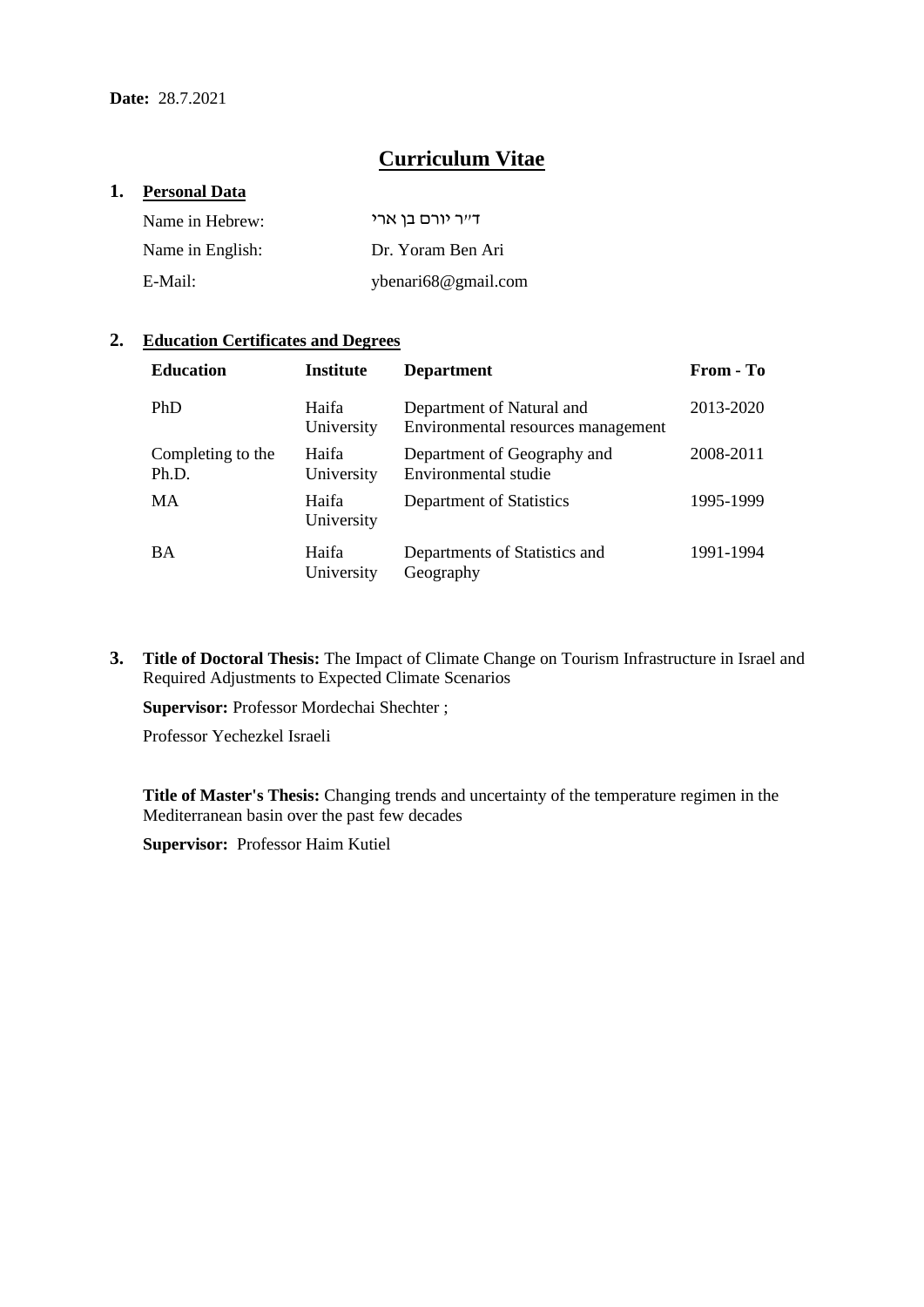**Date:** 28.7.2021

# Curriculum Vitae

## 1. Personal Data

| | |
|---|---|
| Name in Hebrew: | ד"ר יורם בן ארי |
| Name in English: | Dr. Yoram Ben Ari |
| E-Mail: | ybenari68@gmail.com |

## 2. Education Certificates and Degrees

| Education | Institute | Department | From - To |
|---|---|---|---|
| PhD | Haifa University | Department of Natural and Environmental resources management | 2013-2020 |
| Completing to the Ph.D. | Haifa University | Department of Geography and Environmental studie | 2008-2011 |
| MA | Haifa University | Department of Statistics | 1995-1999 |
| BA | Haifa University | Departments of Statistics and Geography | 1991-1994 |

## 3.

**Title of Doctoral Thesis:** The Impact of Climate Change on Tourism Infrastructure in Israel and Required Adjustments to Expected Climate Scenarios

**Supervisor:** Professor Mordechai Shechter ;

Professor Yechezkel Israeli

**Title of Master's Thesis:** Changing trends and uncertainty of the temperature regimen in the Mediterranean basin over the past few decades

**Supervisor:** Professor Haim Kutiel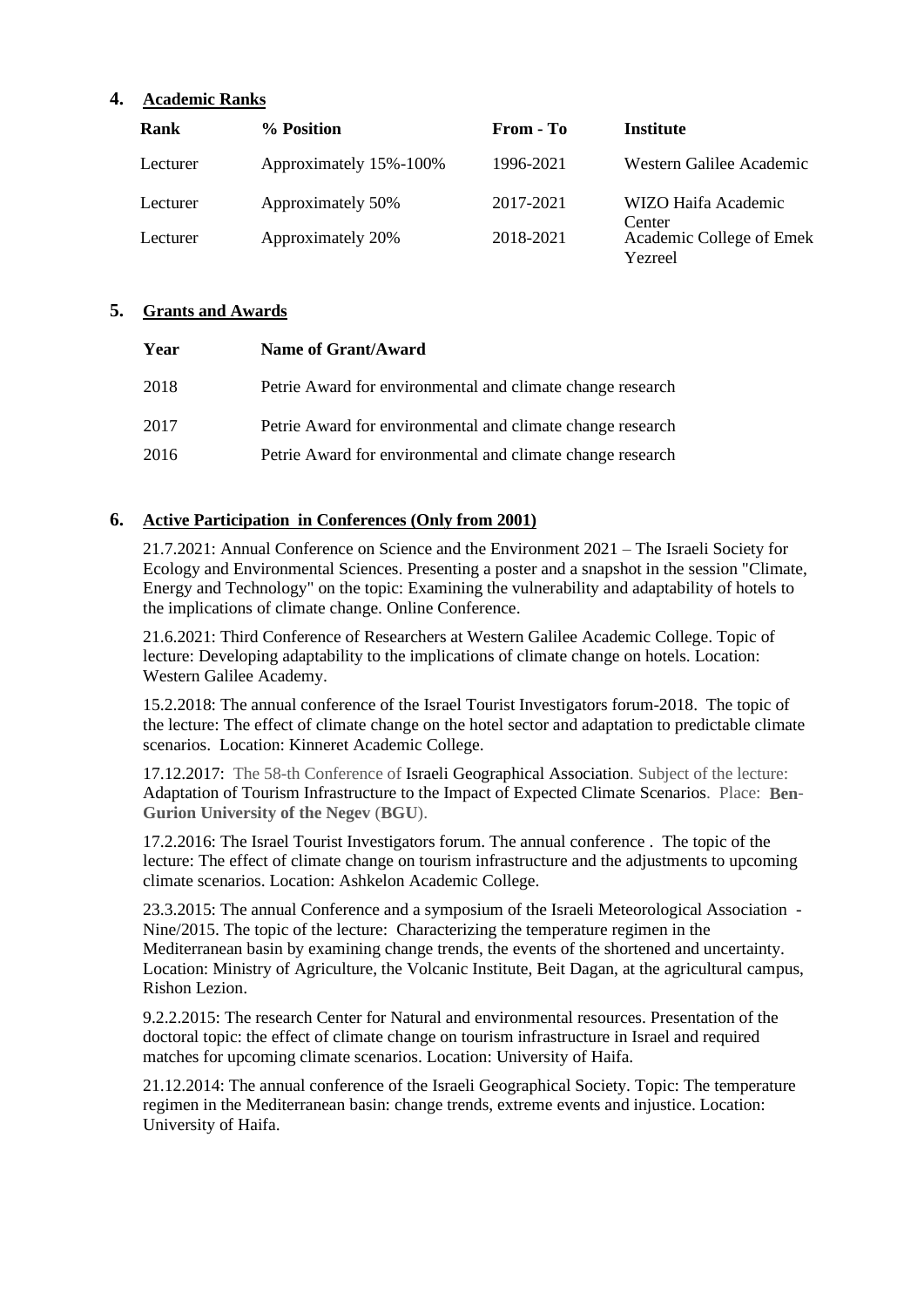## 4. Academic Ranks

| Rank | % Position | From - To | Institute |
|---|---|---|---|
| Lecturer | Approximately 15%-100% | 1996-2021 | Western Galilee Academic |
| Lecturer | Approximately 50% | 2017-2021 | WIZO Haifa Academic Center |
| Lecturer | Approximately 20% | 2018-2021 | Academic College of Emek Yezreel |

## 5. Grants and Awards

| Year | Name of Grant/Award |
|---|---|
| 2018 | Petrie Award for environmental and climate change research |
| 2017 | Petrie Award for environmental and climate change research |
| 2016 | Petrie Award for environmental and climate change research |

## 6. Active Participation in Conferences (Only from 2001)

21.7.2021: Annual Conference on Science and the Environment 2021 – The Israeli Society for Ecology and Environmental Sciences. Presenting a poster and a snapshot in the session "Climate, Energy and Technology" on the topic: Examining the vulnerability and adaptability of hotels to the implications of climate change. Online Conference.

21.6.2021: Third Conference of Researchers at Western Galilee Academic College. Topic of lecture: Developing adaptability to the implications of climate change on hotels. Location: Western Galilee Academy.

15.2.2018: The annual conference of the Israel Tourist Investigators forum-2018. The topic of the lecture: The effect of climate change on the hotel sector and adaptation to predictable climate scenarios. Location: Kinneret Academic College.

17.12.2017: The 58-th Conference of Israeli Geographical Association. Subject of the lecture: Adaptation of Tourism Infrastructure to the Impact of Expected Climate Scenarios. Place: **Ben-Gurion University of the Negev** (**BGU**).

17.2.2016: The Israel Tourist Investigators forum. The annual conference . The topic of the lecture: The effect of climate change on tourism infrastructure and the adjustments to upcoming climate scenarios. Location: Ashkelon Academic College.

23.3.2015: The annual Conference and a symposium of the Israeli Meteorological Association - Nine/2015. The topic of the lecture: Characterizing the temperature regimen in the Mediterranean basin by examining change trends, the events of the shortened and uncertainty. Location: Ministry of Agriculture, the Volcanic Institute, Beit Dagan, at the agricultural campus, Rishon Lezion.

9.2.2.2015: The research Center for Natural and environmental resources. Presentation of the doctoral topic: the effect of climate change on tourism infrastructure in Israel and required matches for upcoming climate scenarios. Location: University of Haifa.

21.12.2014: The annual conference of the Israeli Geographical Society. Topic: The temperature regimen in the Mediterranean basin: change trends, extreme events and injustice. Location: University of Haifa.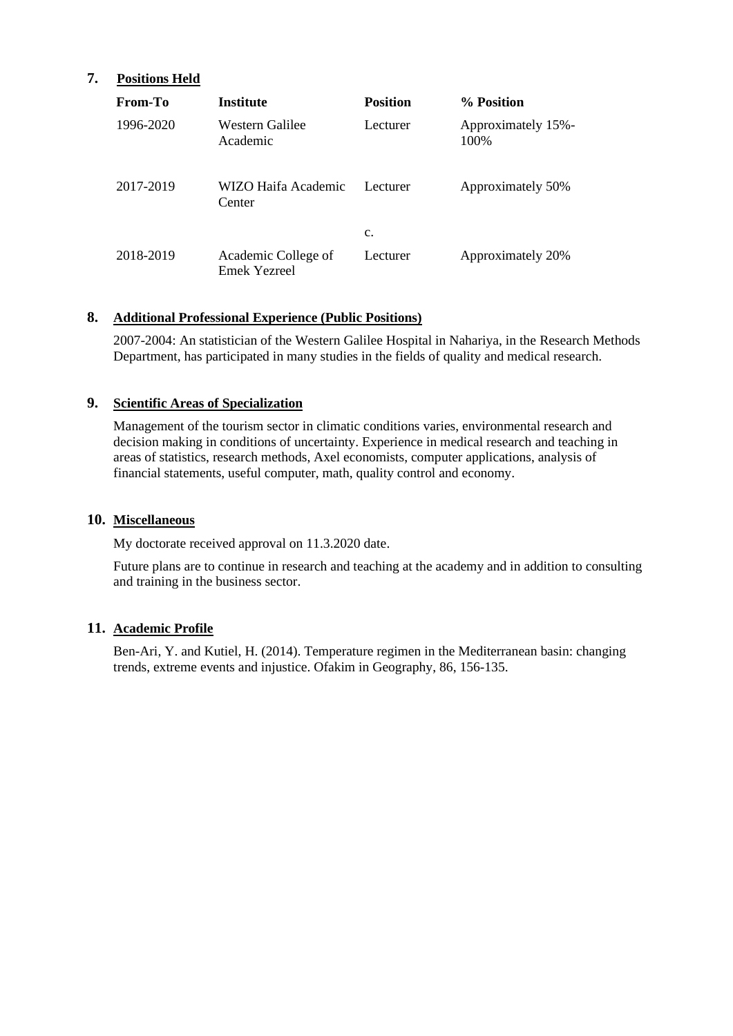## 7. Positions Held

| From-To | Institute | Position | % Position |
|---|---|---|---|
| 1996-2020 | Western Galilee Academic | Lecturer | Approximately 15%-100% |
| 2017-2019 | WIZO Haifa Academic Center | Lecturer | Approximately 50% |
| | | c. | |
| 2018-2019 | Academic College of Emek Yezreel | Lecturer | Approximately 20% |

## 8. Additional Professional Experience (Public Positions)

2007-2004: An statistician of the Western Galilee Hospital in Nahariya, in the Research Methods Department, has participated in many studies in the fields of quality and medical research.

## 9. Scientific Areas of Specialization

Management of the tourism sector in climatic conditions varies, environmental research and decision making in conditions of uncertainty. Experience in medical research and teaching in areas of statistics, research methods, Axel economists, computer applications, analysis of financial statements, useful computer, math, quality control and economy.

## 10. Miscellaneous

My doctorate received approval on 11.3.2020 date.

Future plans are to continue in research and teaching at the academy and in addition to consulting and training in the business sector.

## 11. Academic Profile

Ben-Ari, Y. and Kutiel, H. (2014). Temperature regimen in the Mediterranean basin: changing trends, extreme events and injustice. Ofakim in Geography, 86, 156-135.